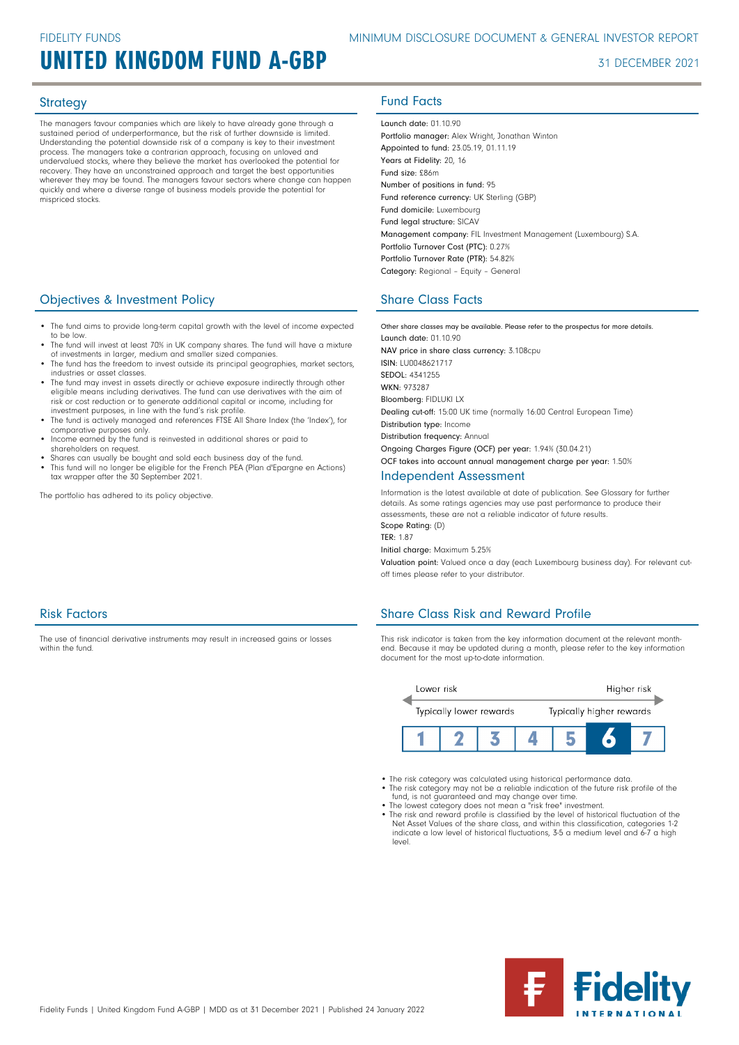FIDELITY FUNDS

MINIMUM DISCLOSURE DOCUMENT & GENERAL INVESTOR REPORT

# UNITED KINGDOM FUND A-GBP

31 DECEMBER 2021

## Strategy

The managers favour companies which are likely to have already gone through a sustained period of underperformance, but the risk of further downside is limited. Understanding the potential downside risk of a company is key to their investment process. The managers take a contrarian approach, focusing on unloved and undervalued stocks, where they believe the market has overlooked the potential for recovery. They have an unconstrained approach and target the best opportunities wherever they may be found. The managers favour sectors where change can happen quickly and where a diverse range of business models provide the potential for mispriced stocks.

## Objectives & Investment Policy

- The fund aims to provide long-term capital growth with the level of income expected to be low.
- The fund will invest at least 70% in UK company shares. The fund will have a mixture of investments in larger, medium and smaller sized companies.
- The fund has the freedom to invest outside its principal geographies, market sectors, industries or asset classes.
- The fund may invest in assets directly or achieve exposure indirectly through other eligible means including derivatives. The fund can use derivatives with the aim of risk or cost reduction or to generate additional capital or income, including for investment purposes, in line with the fund's risk profile.
- The fund is actively managed and references FTSE All Share Index (the 'Index'), for comparative purposes only.
- Income earned by the fund is reinvested in additional shares or paid to shareholders on request.
- Shares can usually be bought and sold each business day of the fund.
- This fund will no longer be eligible for the French PEA (Plan d'Epargne en Actions) tax wrapper after the 30 September 2021.

The portfolio has adhered to its policy objective.

## Risk Factors

The use of financial derivative instruments may result in increased gains or losses within the fund.

## Fund Facts

Launch date: 01.10.90
Portfolio manager: Alex Wright, Jonathan Winton
Appointed to fund: 23.05.19, 01.11.19
Years at Fidelity: 20, 16
Fund size: £86m
Number of positions in fund: 95
Fund reference currency: UK Sterling (GBP)
Fund domicile: Luxembourg
Fund legal structure: SICAV
Management company: FIL Investment Management (Luxembourg) S.A.
Portfolio Turnover Cost (PTC): 0.27%
Portfolio Turnover Rate (PTR): 54.82%
Category: Regional - Equity - General

## Share Class Facts

Other share classes may be available. Please refer to the prospectus for more details.
Launch date: 01.10.90
NAV price in share class currency: 3.108cpu
ISIN: LU0048621717
SEDOL: 4341255
WKN: 973287
Bloomberg: FIDLUKI LX
Dealing cut-off: 15:00 UK time (normally 16:00 Central European Time)
Distribution type: Income
Distribution frequency: Annual
Ongoing Charges Figure (OCF) per year: 1.94% (30.04.21)
OCF takes into account annual management charge per year: 1.50%

## Independent Assessment

Information is the latest available at date of publication. See Glossary for further details. As some ratings agencies may use past performance to produce their assessments, these are not a reliable indicator of future results.
Scope Rating: (D)
TER: 1.87
Initial charge: Maximum 5.25%
Valuation point: Valued once a day (each Luxembourg business day). For relevant cut-off times please refer to your distributor.

## Share Class Risk and Reward Profile

This risk indicator is taken from the key information document at the relevant month-end. Because it may be updated during a month, please refer to the key information document for the most up-to-date information.

Lower risk — Higher risk
Typically lower rewards — Typically higher rewards

| 1 | 2 | 3 | 4 | 5 | **6** | 7 |
|---|---|---|---|---|---|---|

- The risk category was calculated using historical performance data.
- The risk category may not be a reliable indication of the future risk profile of the fund, is not guaranteed and may change over time.
- The lowest category does not mean a "risk free" investment.
- The risk and reward profile is classified by the level of historical fluctuation of the Net Asset Values of the share class, and within this classification, categories 1-2 indicate a low level of historical fluctuations, 3-5 a medium level and 6-7 a high level.

Fidelity Funds | United Kingdom Fund A-GBP | MDD as at 31 December 2021 | Published 24 January 2022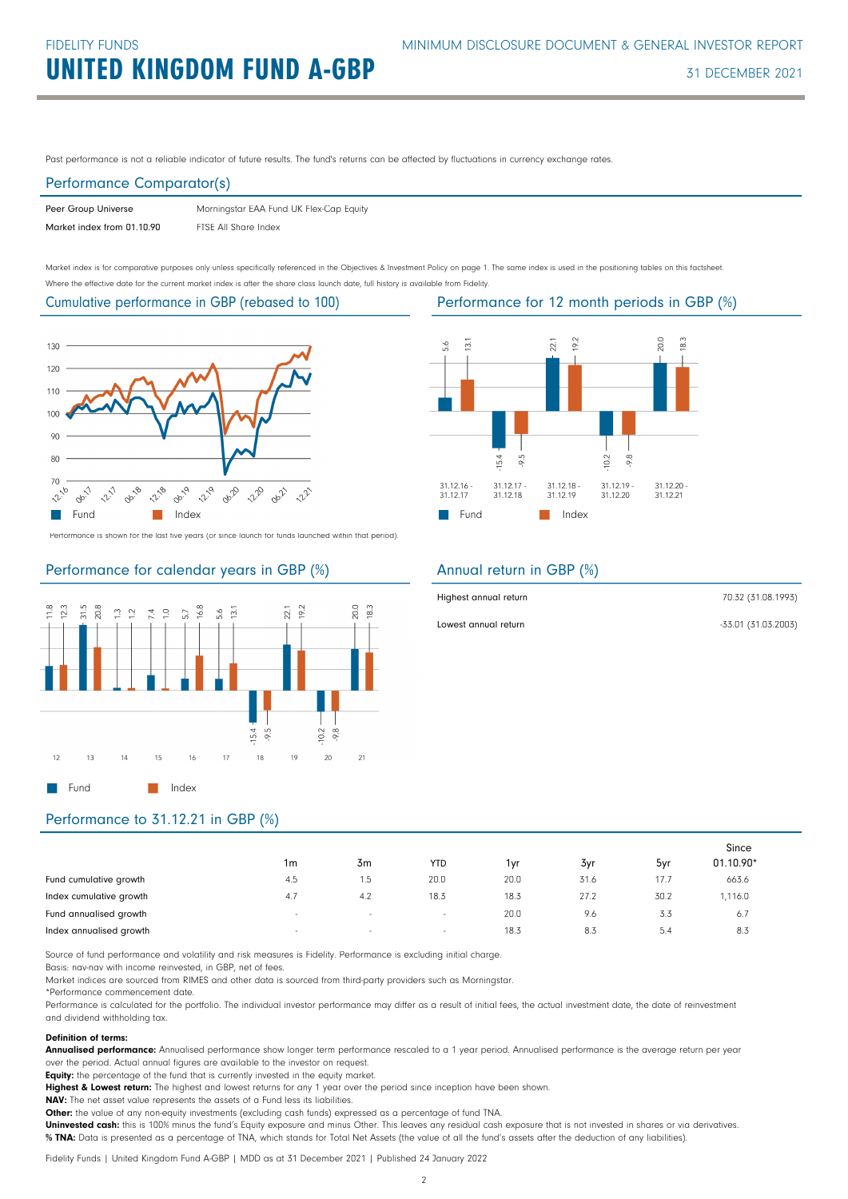Past performance is not a reliable indicator of future results. The fund's returns can be affected by fluctuations in currency exchange rates.

## Performance Comparator(s)

| | |
|---|---|
| Peer Group Universe | Morningstar EAA Fund UK Flex-Cap Equity |
| Market index from 01.10.90 | FTSE All Share Index |

Market index is for comparative purposes only unless specifically referenced in the Objectives & Investment Policy on page 1. The same index is used in the positioning tables on this factsheet.
Where the effective date for the current market index is after the share class launch date, full history is available from Fidelity.

## Cumulative performance in GBP (rebased to 100)

Performance is shown for the last five years (or since launch for funds launched within that period).

## Performance for 12 month periods in GBP (%)

| | 31.12.16 - 31.12.17 | 31.12.17 - 31.12.18 | 31.12.18 - 31.12.19 | 31.12.19 - 31.12.20 | 31.12.20 - 31.12.21 |
|---|---|---|---|---|---|
| Fund | 5.6 | -15.4 | 22.1 | -10.2 | 20.0 |
| Index | 13.1 | -9.5 | 19.2 | -9.8 | 18.3 |

## Performance for calendar years in GBP (%)

| | 12 | 13 | 14 | 15 | 16 | 17 | 18 | 19 | 20 | 21 |
|---|---|---|---|---|---|---|---|---|---|---|
| Fund | 11.8 | 31.5 | 1.3 | 7.4 | 5.7 | 5.6 | -15.4 | 22.1 | -10.2 | 20.0 |
| Index | 12.3 | 20.8 | 1.2 | 1.0 | 16.8 | 13.1 | -9.5 | 19.2 | -9.8 | 18.3 |

## Annual return in GBP (%)

| | |
|---|---|
| Highest annual return | 70.32 (31.08.1993) |
| Lowest annual return | -33.01 (31.03.2003) |

## Performance to 31.12.21 in GBP (%)

| | 1m | 3m | YTD | 1yr | 3yr | 5yr | Since 01.10.90* |
|---|---|---|---|---|---|---|---|
| Fund cumulative growth | 4.5 | 1.5 | 20.0 | 20.0 | 31.6 | 17.7 | 663.6 |
| Index cumulative growth | 4.7 | 4.2 | 18.3 | 18.3 | 27.2 | 30.2 | 1,116.0 |
| Fund annualised growth | - | - | - | 20.0 | 9.6 | 3.3 | 6.7 |
| Index annualised growth | - | - | - | 18.3 | 8.3 | 5.4 | 8.3 |

Source of fund performance and volatility and risk measures is Fidelity. Performance is excluding initial charge.
Basis: nav-nav with income reinvested, in GBP, net of fees.
Market indices are sourced from RIMES and other data is sourced from third-party providers such as Morningstar.
*Performance commencement date.
Performance is calculated for the portfolio. The individual investor performance may differ as a result of initial fees, the actual investment date, the date of reinvestment and dividend withholding tax.

**Definition of terms:**
**Annualised performance:** Annualised performance show longer term performance rescaled to a 1 year period. Annualised performance is the average return per year over the period. Actual annual figures are available to the investor on request.
**Equity:** the percentage of the fund that is currently invested in the equity market.
**Highest & Lowest return:** The highest and lowest returns for any 1 year over the period since inception have been shown.
**NAV:** The net asset value represents the assets of a Fund less its liabilities.
**Other:** the value of any non-equity investments (excluding cash funds) expressed as a percentage of fund TNA.
**Uninvested cash:** this is 100% minus the fund's Equity exposure and minus Other. This leaves any residual cash exposure that is not invested in shares or via derivatives.
**% TNA:** Data is presented as a percentage of TNA, which stands for Total Net Assets (the value of all the fund's assets after the deduction of any liabilities).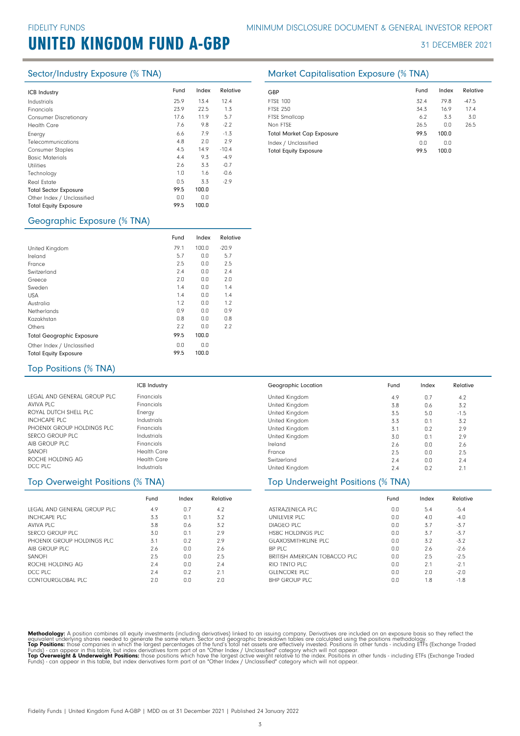# UNITED KINGDOM FUND A-GBP

FIDELITY FUNDS

MINIMUM DISCLOSURE DOCUMENT & GENERAL INVESTOR REPORT

31 DECEMBER 2021

## Sector/Industry Exposure (% TNA)

| ICB Industry | Fund | Index | Relative |
|---|---|---|---|
| Industrials | 25.9 | 13.4 | 12.4 |
| Financials | 23.9 | 22.5 | 1.3 |
| Consumer Discretionary | 17.6 | 11.9 | 5.7 |
| Health Care | 7.6 | 9.8 | -2.2 |
| Energy | 6.6 | 7.9 | -1.3 |
| Telecommunications | 4.8 | 2.0 | 2.9 |
| Consumer Staples | 4.5 | 14.9 | -10.4 |
| Basic Materials | 4.4 | 9.3 | -4.9 |
| Utilities | 2.6 | 3.3 | -0.7 |
| Technology | 1.0 | 1.6 | -0.6 |
| Real Estate | 0.5 | 3.3 | -2.9 |
| **Total Sector Exposure** | **99.5** | **100.0** | |
| Other Index / Unclassified | 0.0 | 0.0 | |
| **Total Equity Exposure** | **99.5** | **100.0** | |

## Market Capitalisation Exposure (% TNA)

| GBP | Fund | Index | Relative |
|---|---|---|---|
| FTSE 100 | 32.4 | 79.8 | -47.5 |
| FTSE 250 | 34.3 | 16.9 | 17.4 |
| FTSE Smallcap | 6.2 | 3.3 | 3.0 |
| Non FTSE | 26.5 | 0.0 | 26.5 |
| **Total Market Cap Exposure** | **99.5** | **100.0** | |
| Index / Unclassified | 0.0 | 0.0 | |
| **Total Equity Exposure** | **99.5** | **100.0** | |

## Geographic Exposure (% TNA)

| | Fund | Index | Relative |
|---|---|---|---|
| United Kingdom | 79.1 | 100.0 | -20.9 |
| Ireland | 5.7 | 0.0 | 5.7 |
| France | 2.5 | 0.0 | 2.5 |
| Switzerland | 2.4 | 0.0 | 2.4 |
| Greece | 2.0 | 0.0 | 2.0 |
| Sweden | 1.4 | 0.0 | 1.4 |
| USA | 1.4 | 0.0 | 1.4 |
| Australia | 1.2 | 0.0 | 1.2 |
| Netherlands | 0.9 | 0.0 | 0.9 |
| Kazakhstan | 0.8 | 0.0 | 0.8 |
| Others | 2.2 | 0.0 | 2.2 |
| **Total Geographic Exposure** | **99.5** | **100.0** | |
| Other Index / Unclassified | 0.0 | 0.0 | |
| **Total Equity Exposure** | **99.5** | **100.0** | |

## Top Positions (% TNA)

| | ICB Industry | Geographic Location | Fund | Index | Relative |
|---|---|---|---|---|---|
| LEGAL AND GENERAL GROUP PLC | Financials | United Kingdom | 4.9 | 0.7 | 4.2 |
| AVIVA PLC | Financials | United Kingdom | 3.8 | 0.6 | 3.2 |
| ROYAL DUTCH SHELL PLC | Energy | United Kingdom | 3.5 | 5.0 | -1.5 |
| INCHCAPE PLC | Industrials | United Kingdom | 3.3 | 0.1 | 3.2 |
| PHOENIX GROUP HOLDINGS PLC | Financials | United Kingdom | 3.1 | 0.2 | 2.9 |
| SERCO GROUP PLC | Industrials | United Kingdom | 3.0 | 0.1 | 2.9 |
| AIB GROUP PLC | Financials | Ireland | 2.6 | 0.0 | 2.6 |
| SANOFI | Health Care | France | 2.5 | 0.0 | 2.5 |
| ROCHE HOLDING AG | Health Care | Switzerland | 2.4 | 0.0 | 2.4 |
| DCC PLC | Industrials | United Kingdom | 2.4 | 0.2 | 2.1 |

## Top Overweight Positions (% TNA)

| | Fund | Index | Relative |
|---|---|---|---|
| LEGAL AND GENERAL GROUP PLC | 4.9 | 0.7 | 4.2 |
| INCHCAPE PLC | 3.3 | 0.1 | 3.2 |
| AVIVA PLC | 3.8 | 0.6 | 3.2 |
| SERCO GROUP PLC | 3.0 | 0.1 | 2.9 |
| PHOENIX GROUP HOLDINGS PLC | 3.1 | 0.2 | 2.9 |
| AIB GROUP PLC | 2.6 | 0.0 | 2.6 |
| SANOFI | 2.5 | 0.0 | 2.5 |
| ROCHE HOLDING AG | 2.4 | 0.0 | 2.4 |
| DCC PLC | 2.4 | 0.2 | 2.1 |
| CONTOURGLOBAL PLC | 2.0 | 0.0 | 2.0 |

## Top Underweight Positions (% TNA)

| | Fund | Index | Relative |
|---|---|---|---|
| ASTRAZENECA PLC | 0.0 | 5.4 | -5.4 |
| UNILEVER PLC | 0.0 | 4.0 | -4.0 |
| DIAGEO PLC | 0.0 | 3.7 | -3.7 |
| HSBC HOLDINGS PLC | 0.0 | 3.7 | -3.7 |
| GLAXOSMITHKLINE PLC | 0.0 | 3.2 | -3.2 |
| BP PLC | 0.0 | 2.6 | -2.6 |
| BRITISH AMERICAN TOBACCO PLC | 0.0 | 2.5 | -2.5 |
| RIO TINTO PLC | 0.0 | 2.1 | -2.1 |
| GLENCORE PLC | 0.0 | 2.0 | -2.0 |
| BHP GROUP PLC | 0.0 | 1.8 | -1.8 |

**Methodology:** A position combines all equity investments (including derivatives) linked to an issuing company. Derivatives are included on an exposure basis so they reflect the equivalent underlying shares needed to generate the same return. Sector and geographic breakdown tables are calculated using the positions methodology.
**Top Positions:** those companies in which the largest percentages of the fund's total net assets are effectively invested. Positions in other funds - including ETFs (Exchange Traded Funds) - can appear in this table, but index derivatives form part of an "Other Index / Unclassified" category which will not appear.
**Top Overweight & Underweight Positions:** those positions which have the largest active weight relative to the index. Positions in other funds - including ETFs (Exchange Traded Funds) - can appear in this table, but index derivatives form part of an "Other Index / Unclassified" category which will not appear.

Fidelity Funds | United Kingdom Fund A-GBP | MDD as at 31 December 2021 | Published 24 January 2022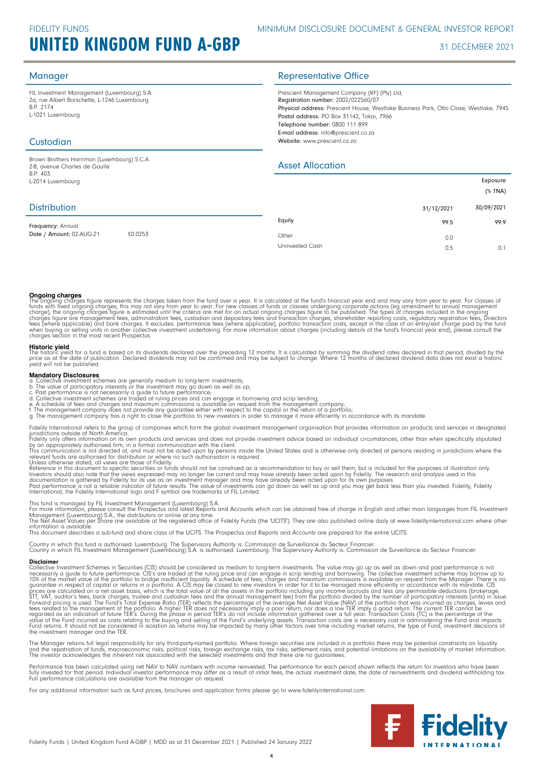FIDELITY FUNDS

# UNITED KINGDOM FUND A-GBP

MINIMUM DISCLOSURE DOCUMENT & GENERAL INVESTOR REPORT

31 DECEMBER 2021

## Manager

FIL Investment Management (Luxembourg) S.A.
2a, rue Albert Borschette, L-1246 Luxembourg
B.P. 2174
L-1021 Luxembourg

## Custodian

Brown Brothers Harriman (Luxembourg) S.C.A
2-8, avenue Charles de Gaulle
B.P. 403
L-2014 Luxembourg

## Distribution

Frequency: Annual
Date / Amount: 02-AUG-21 £0.0253

## Representative Office

Prescient Management Company (RF) (Pty) Ltd,
Registration number: 2002/022560/07
Physical address: Prescient House, Westlake Business Park, Otto Close, Westlake, 7945
Postal address: PO Box 31142, Tokai, 7966
Telephone number: 0800 111 899
E-mail address: info@prescient.co.za
Website: www.prescient.co.za

## Asset Allocation

| | Exposure (% TNA) 31/12/2021 | 30/09/2021 |
|---|---|---|
| Equity | 99.5 | 99.9 |
| Other | 0.0 | |
| Uninvested Cash | 0.5 | 0.1 |

**Ongoing charges**
The ongoing charges figure represents the charges taken from the fund over a year. It is calculated at the fund's financial year end and may vary from year to year. For classes of funds with fixed ongoing charges, this may not vary from year to year. For new classes of funds or classes undergoing corporate actions (eg amendment to annual management charge), the ongoing charges figure is estimated until the criteria are met for an actual ongoing charges figure to be published. The types of charges included in the ongoing charges figure are management fees, administration fees, custodian and depositary fees and transaction charges, shareholder reporting costs, regulatory registration fees, Directors fees (where applicable) and bank charges. It excludes: performance fees (where applicable); portfolio transaction costs, except in the case of an entry/exit charge paid by the fund when buying or selling units in another collective investment undertaking. For more information about charges (including details of the fund's financial year end), please consult the charges section in the most recent Prospectus.

**Historic yield**
The historic yield for a fund is based on its dividends declared over the preceding 12 months. It is calculated by summing the dividend rates declared in that period, divided by the price as at the date of publication. Declared dividends may not be confirmed and may be subject to change. Where 12 months of declared dividend data does not exist a historic yield will not be published.

**Mandatory Disclosures**
a. Collective investment schemes are generally medium to long-term investments;
b. The value of participatory interests or the investment may go down as well as up;
c. Past performance is not necessarily a guide to future performance;
d. Collective investment schemes are traded at ruling prices and can engage in borrowing and scrip lending;
e. A schedule of fees and charges and maximum commissions is available on request from the management company;
f. The management company does not provide any guarantee either with respect to the capital or the return of a portfolio;
g. The management company has a right to close the portfolio to new investors in order to manage it more efficiently in accordance with its mandate.

Fidelity International refers to the group of companies which form the global investment management organisation that provides information on products and services in designated jurisdictions outside of North America.
Fidelity only offers information on its own products and services and does not provide investment advice based on individual circumstances, other than when specifically stipulated by an appropriately authorised firm, in a formal communication with the client.
This communication is not directed at, and must not be acted upon by persons inside the United States and is otherwise only directed at persons residing in jurisdictions where the relevant funds are authorised for distribution or where no such authorisation is required.
Unless otherwise stated, all views are those of Fidelity.
Reference in this document to specific securities or funds should not be construed as a recommendation to buy or sell them, but is included for the purposes of illustration only. Investors should also note that the views expressed may no longer be current and may have already been acted upon by Fidelity. The research and analysis used in this documentation is gathered by Fidelity for its use as an investment manager and may have already been acted upon for its own purposes.
Past performance is not a reliable indicator of future results. The value of investments can go down as well as up and you may get back less than you invested. Fidelity, Fidelity International, the Fidelity International logo and F symbol are trademarks of FIL Limited.

This fund is managed by FIL Investment Management (Luxembourg) S.A.
For more information, please consult the Prospectus and latest Reports and Accounts which can be obtained free of charge in English and other main languages from FIL Investment Management (Luxembourg) S.A., the distributors or online at any time.
The Net Asset Values per Share are available at the registered office of Fidelity Funds (the 'UCITS'). They are also published online daily at www.fidelityinternational.com where other information is available.
This document describes a sub-fund and share class of the UCITS. The Prospectus and Reports and Accounts are prepared for the entire UCITS.

Country in which this fund is authorised: Luxembourg. The Supervisory Authority is: Commission de Surveillance du Secteur Financier.
Country in which FIL Investment Management (Luxembourg) S.A. is authorised: Luxembourg. The Supervisory Authority is: Commission de Surveillance du Secteur Financier.

**Disclaimer**
Collective Investment Schemes in Securities (CIS) should be considered as medium to long-term investments. The value may go up as well as down and past performance is not necessarily a guide to future performance. CIS's are traded at the ruling price and can engage in scrip lending and borrowing. The collective investment scheme may borrow up to 10% of the market value of the portfolio to bridge insufficient liquidity. A schedule of fees, charges and maximum commissions is available on request from the Manager. There is no guarantee in respect of capital or returns in a portfolio. A CIS may be closed to new investors in order for it to be managed more efficiently in accordance with its mandate. CIS prices are calculated on a net asset basis, which is the total value of all the assets in the portfolio including any income accruals and less any permissible deductions (brokerage, STT, VAT, auditor's fees, bank charges, trustee and custodian fees and the annual management fee) from the portfolio divided by the number of participatory interests (units) in issue. Forward pricing is used. The Fund's Total Expense Ratio (TER) reflects the percentage of the average Net Asset Value (NAV) of the portfolio that was incurred as charges, levies and fees related to the management of the portfolio. A higher TER does not necessarily imply a poor return, nor does a low TER imply a good return. The current TER cannot be regarded as an indication of future TER's. During the phase in period TER's do not include information gathered over a full year. Transaction Costs (TC) is the percentage of the value of the Fund incurred as costs relating to the buying and selling of the Fund's underlying assets. Transaction costs are a necessary cost in administering the Fund and impacts Fund returns. It should not be considered in isolation as returns may be impacted by many other factors over time including market returns, the type of Fund, investment decisions of the investment manager and the TER.

The Manager retains full legal responsibility for any third-party-named portfolio. Where foreign securities are included in a portfolio there may be potential constraints on liquidity and the repatriation of funds, macroeconomic risks, political risks, foreign exchange risks, tax risks, settlement risks; and potential limitations on the availability of market information. The investor acknowledges the inherent risk associated with the selected investments and that there are no guarantees.

Performance has been calculated using net NAV to NAV numbers with income reinvested. The performance for each period shown reflects the return for investors who have been fully invested for that period. Individual investor performance may differ as a result of initial fees, the actual investment date, the date of reinvestments and dividend withholding tax. Full performance calculations are available from the manager on request.

For any additional information such as fund prices, brochures and application forms please go to www.fidelityinternational.com.

Fidelity Funds | United Kingdom Fund A-GBP | MDD as at 31 December 2021 | Published 24 January 2022